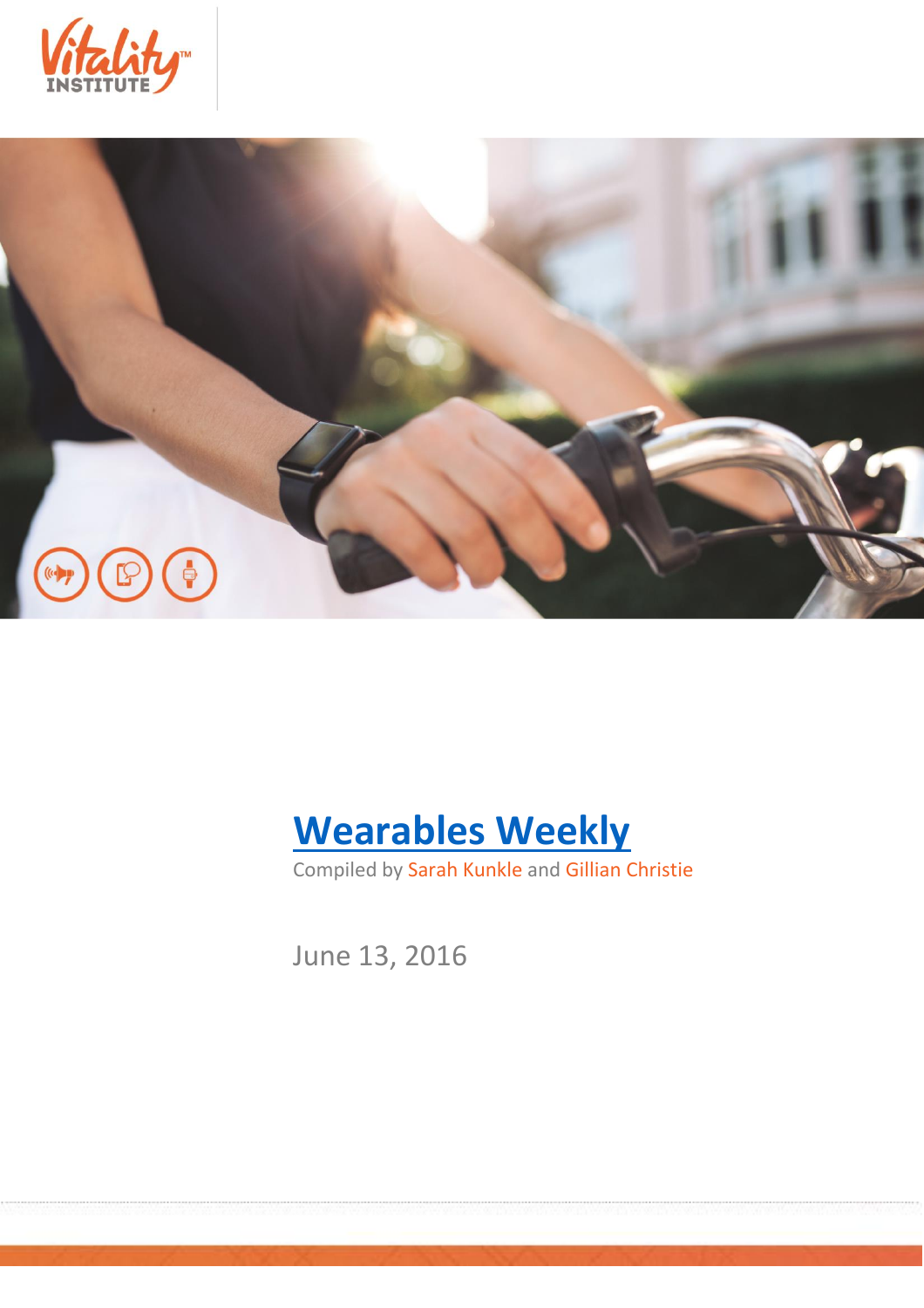Vitality™ INSTITUTE

# Wearables Weekly

Compiled by Sarah Kunkle and Gillian Christie

June 13, 2016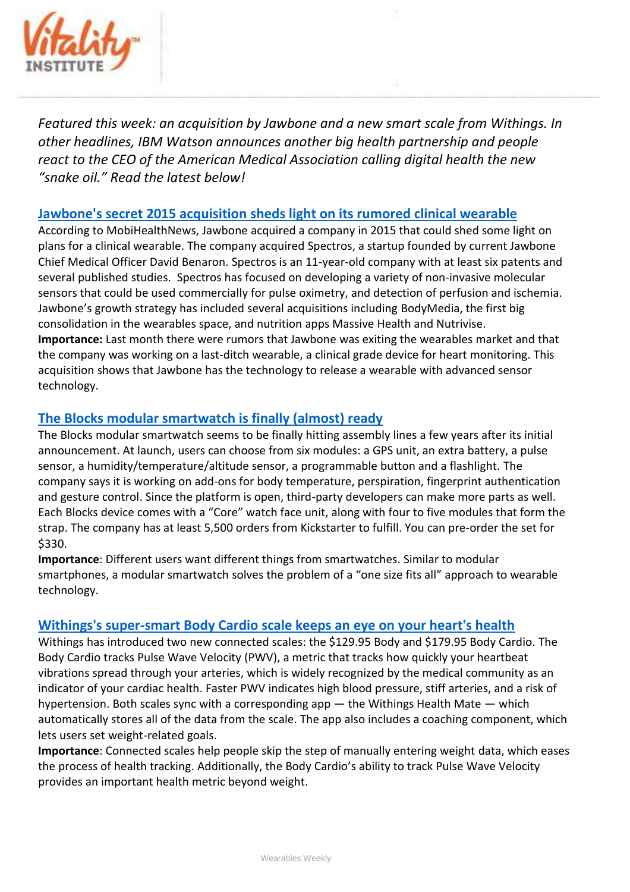*Featured this week: an acquisition by Jawbone and a new smart scale from Withings. In other headlines, IBM Watson announces another big health partnership and people react to the CEO of the American Medical Association calling digital health the new "snake oil." Read the latest below!*

## Jawbone's secret 2015 acquisition sheds light on its rumored clinical wearable

According to MobiHealthNews, Jawbone acquired a company in 2015 that could shed some light on plans for a clinical wearable. The company acquired Spectros, a startup founded by current Jawbone Chief Medical Officer David Benaron. Spectros is an 11-year-old company with at least six patents and several published studies. Spectros has focused on developing a variety of non-invasive molecular sensors that could be used commercially for pulse oximetry, and detection of perfusion and ischemia. Jawbone's growth strategy has included several acquisitions including BodyMedia, the first big consolidation in the wearables space, and nutrition apps Massive Health and Nutrivise.

**Importance:** Last month there were rumors that Jawbone was exiting the wearables market and that the company was working on a last-ditch wearable, a clinical grade device for heart monitoring. This acquisition shows that Jawbone has the technology to release a wearable with advanced sensor technology.

## The Blocks modular smartwatch is finally (almost) ready

The Blocks modular smartwatch seems to be finally hitting assembly lines a few years after its initial announcement. At launch, users can choose from six modules: a GPS unit, an extra battery, a pulse sensor, a humidity/temperature/altitude sensor, a programmable button and a flashlight. The company says it is working on add-ons for body temperature, perspiration, fingerprint authentication and gesture control. Since the platform is open, third-party developers can make more parts as well. Each Blocks device comes with a "Core" watch face unit, along with four to five modules that form the strap. The company has at least 5,500 orders from Kickstarter to fulfill. You can pre-order the set for $330.

**Importance**: Different users want different things from smartwatches. Similar to modular smartphones, a modular smartwatch solves the problem of a "one size fits all" approach to wearable technology.

## Withings's super-smart Body Cardio scale keeps an eye on your heart's health

Withings has introduced two new connected scales: the $129.95 Body and $179.95 Body Cardio. The Body Cardio tracks Pulse Wave Velocity (PWV), a metric that tracks how quickly your heartbeat vibrations spread through your arteries, which is widely recognized by the medical community as an indicator of your cardiac health. Faster PWV indicates high blood pressure, stiff arteries, and a risk of hypertension. Both scales sync with a corresponding app — the Withings Health Mate — which automatically stores all of the data from the scale. The app also includes a coaching component, which lets users set weight-related goals.

**Importance**: Connected scales help people skip the step of manually entering weight data, which eases the process of health tracking. Additionally, the Body Cardio's ability to track Pulse Wave Velocity provides an important health metric beyond weight.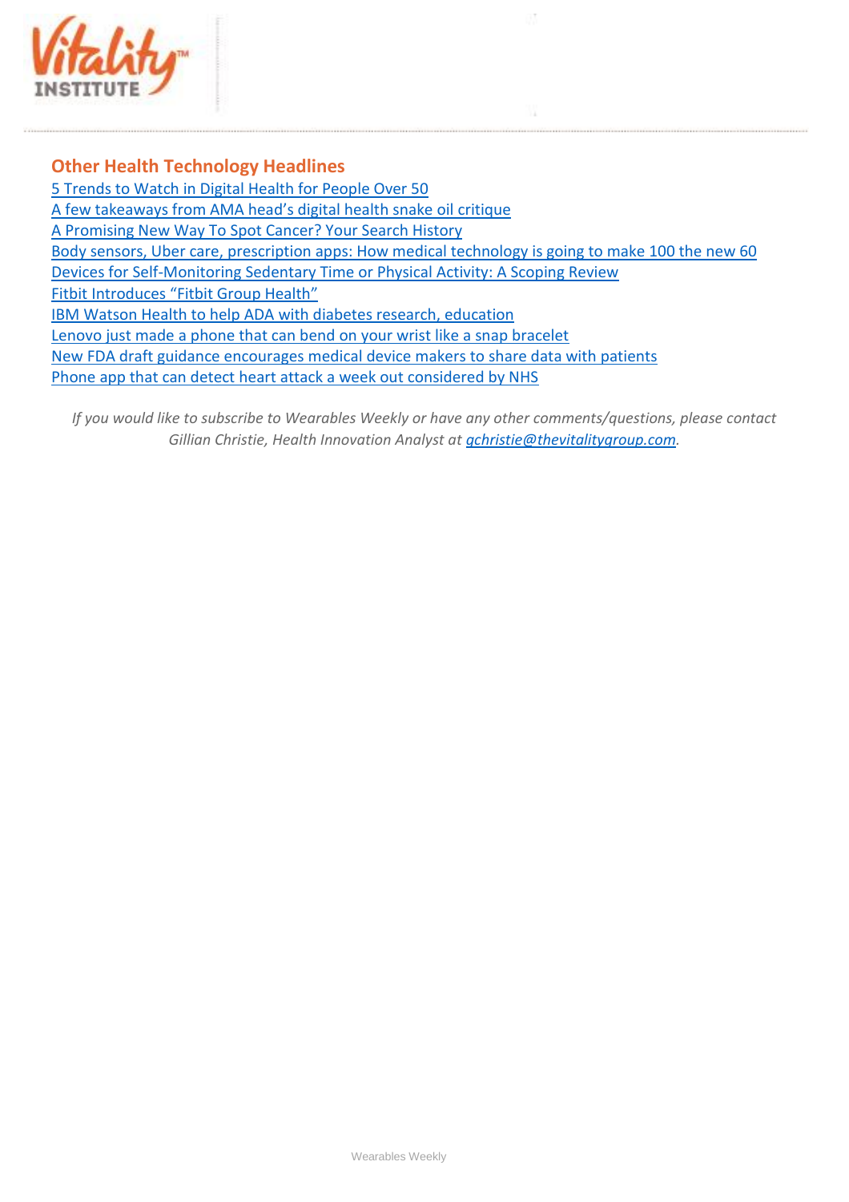## Other Health Technology Headlines

[5 Trends to Watch in Digital Health for People Over 50]
[A few takeaways from AMA head's digital health snake oil critique]
[A Promising New Way To Spot Cancer? Your Search History]
[Body sensors, Uber care, prescription apps: How medical technology is going to make 100 the new 60]
[Devices for Self-Monitoring Sedentary Time or Physical Activity: A Scoping Review]
[Fitbit Introduces "Fitbit Group Health"]
[IBM Watson Health to help ADA with diabetes research, education]
[Lenovo just made a phone that can bend on your wrist like a snap bracelet]
[New FDA draft guidance encourages medical device makers to share data with patients]
[Phone app that can detect heart attack a week out considered by NHS]

*If you would like to subscribe to Wearables Weekly or have any other comments/questions, please contact Gillian Christie, Health Innovation Analyst at gchristie@thevitalitygroup.com.*